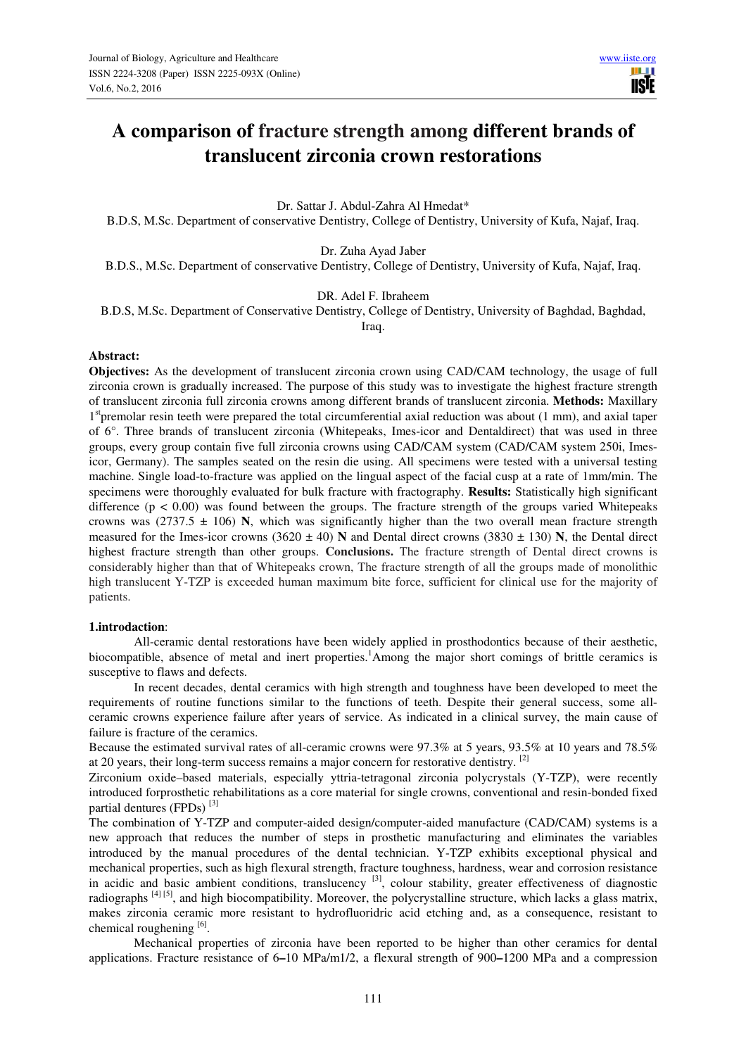# A comparison of fracture strength among different brands of translucent zirconia crown restorations

Dr. Sattar J. Abdul-Zahra Al Hmedat*

B.D.S, M.Sc. Department of conservative Dentistry, College of Dentistry, University of Kufa, Najaf, Iraq.

Dr. Zuha Ayad Jaber

B.D.S., M.Sc. Department of conservative Dentistry, College of Dentistry, University of Kufa, Najaf, Iraq.

DR. Adel F. Ibraheem

B.D.S, M.Sc. Department of Conservative Dentistry, College of Dentistry, University of Baghdad, Baghdad, Iraq.

**Abstract:**

**Objectives:** As the development of translucent zirconia crown using CAD/CAM technology, the usage of full zirconia crown is gradually increased. The purpose of this study was to investigate the highest fracture strength of translucent zirconia full zirconia crowns among different brands of translucent zirconia. **Methods:** Maxillary 1[st]premolar resin teeth were prepared the total circumferential axial reduction was about (1 mm), and axial taper of 6°. Three brands of translucent zirconia (Whitepeaks, Imes-icor and Dentaldirect) that was used in three groups, every group contain five full zirconia crowns using CAD/CAM system (CAD/CAM system 250i, Imes-icor, Germany). The samples seated on the resin die using. All specimens were tested with a universal testing machine. Single load-to-fracture was applied on the lingual aspect of the facial cusp at a rate of 1mm/min. The specimens were thoroughly evaluated for bulk fracture with fractography. **Results:** Statistically high significant difference ($p < 0.00$) was found between the groups. The fracture strength of the groups varied Whitepeaks crowns was (2737.5 ± 106) **N**, which was significantly higher than the two overall mean fracture strength measured for the Imes-icor crowns (3620 ± 40) **N** and Dental direct crowns (3830 ± 130) **N**, the Dental direct highest fracture strength than other groups. **Conclusions.** The fracture strength of Dental direct crowns is considerably higher than that of Whitepeaks crown, The fracture strength of all the groups made of monolithic high translucent Y-TZP is exceeded human maximum bite force, sufficient for clinical use for the majority of patients.

**1.introdaction**:

All-ceramic dental restorations have been widely applied in prosthodontics because of their aesthetic, biocompatible, absence of metal and inert properties.[1]Among the major short comings of brittle ceramics is susceptive to flaws and defects.

In recent decades, dental ceramics with high strength and toughness have been developed to meet the requirements of routine functions similar to the functions of teeth. Despite their general success, some all-ceramic crowns experience failure after years of service. As indicated in a clinical survey, the main cause of failure is fracture of the ceramics.

Because the estimated survival rates of all-ceramic crowns were 97.3% at 5 years, 93.5% at 10 years and 78.5% at 20 years, their long-term success remains a major concern for restorative dentistry. [2]

Zirconium oxide–based materials, especially yttria-tetragonal zirconia polycrystals (Y-TZP), were recently introduced forprosthetic rehabilitations as a core material for single crowns, conventional and resin-bonded fixed partial dentures (FPDs) [3]

The combination of Y-TZP and computer-aided design/computer-aided manufacture (CAD/CAM) systems is a new approach that reduces the number of steps in prosthetic manufacturing and eliminates the variables introduced by the manual procedures of the dental technician. Y-TZP exhibits exceptional physical and mechanical properties, such as high flexural strength, fracture toughness, hardness, wear and corrosion resistance in acidic and basic ambient conditions, translucency [3], colour stability, greater effectiveness of diagnostic radiographs [4] [5], and high biocompatibility. Moreover, the polycrystalline structure, which lacks a glass matrix, makes zirconia ceramic more resistant to hydrofluoridric acid etching and, as a consequence, resistant to chemical roughening [6].

Mechanical properties of zirconia have been reported to be higher than other ceramics for dental applications. Fracture resistance of 6–10 MPa/m1/2, a flexural strength of 900–1200 MPa and a compression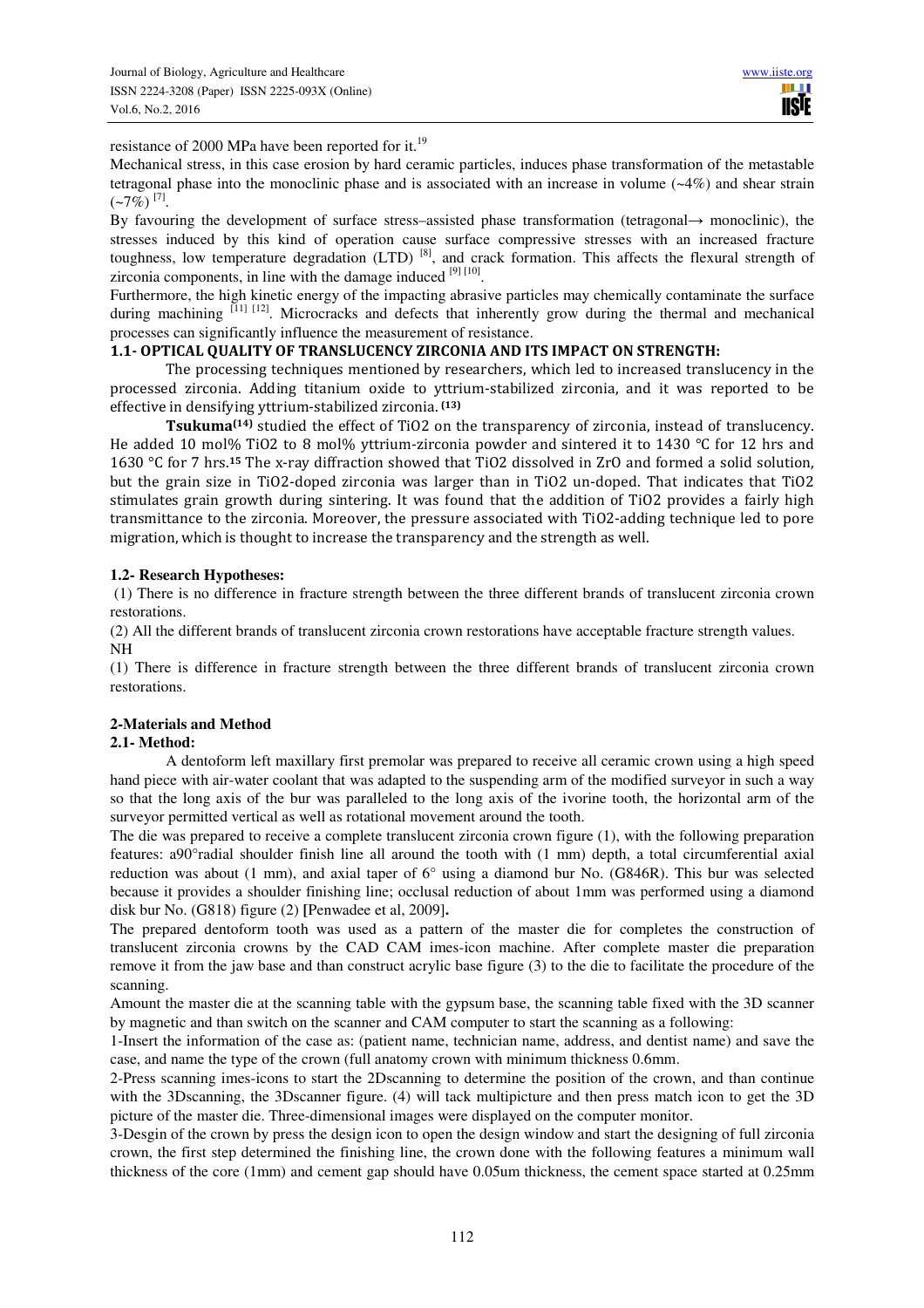resistance of 2000 MPa have been reported for it.[19]

Mechanical stress, in this case erosion by hard ceramic particles, induces phase transformation of the metastable tetragonal phase into the monoclinic phase and is associated with an increase in volume (~4%) and shear strain (~7%) [7].

By favouring the development of surface stress–assisted phase transformation (tetragonal→ monoclinic), the stresses induced by this kind of operation cause surface compressive stresses with an increased fracture toughness, low temperature degradation (LTD) [8], and crack formation. This affects the flexural strength of zirconia components, in line with the damage induced [9] [10].

Furthermore, the high kinetic energy of the impacting abrasive particles may chemically contaminate the surface during machining [11] [12]. Microcracks and defects that inherently grow during the thermal and mechanical processes can significantly influence the measurement of resistance.

### 1.1- OPTICAL QUALITY OF TRANSLUCENCY ZIRCONIA AND ITS IMPACT ON STRENGTH:

The processing techniques mentioned by researchers, which led to increased translucency in the processed zirconia. Adding titanium oxide to yttrium-stabilized zirconia, and it was reported to be effective in densifying yttrium-stabilized zirconia. **(13)**

**Tsukuma[(14)]** studied the effect of $TiO_2$ on the transparency of zirconia, instead of translucency. He added 10 mol% $TiO_2$ to 8 mol% yttrium-zirconia powder and sintered it to 1430 °C for 12 hrs and 1630 °C for 7 hrs.**[15]** The x-ray diffraction showed that $TiO_2$ dissolved in ZrO and formed a solid solution, but the grain size in $TiO_2$-doped zirconia was larger than in $TiO_2$ un-doped. That indicates that $TiO_2$ stimulates grain growth during sintering. It was found that the addition of $TiO_2$ provides a fairly high transmittance to the zirconia. Moreover, the pressure associated with $TiO_2$-adding technique led to pore migration, which is thought to increase the transparency and the strength as well.

### 1.2- Research Hypotheses:

(1) There is no difference in fracture strength between the three different brands of translucent zirconia crown restorations.

(2) All the different brands of translucent zirconia crown restorations have acceptable fracture strength values.

NH

(1) There is difference in fracture strength between the three different brands of translucent zirconia crown restorations.

## 2-Materials and Method

### 2.1- Method:

A dentoform left maxillary first premolar was prepared to receive all ceramic crown using a high speed hand piece with air-water coolant that was adapted to the suspending arm of the modified surveyor in such a way so that the long axis of the bur was paralleled to the long axis of the ivorine tooth, the horizontal arm of the surveyor permitted vertical as well as rotational movement around the tooth.

The die was prepared to receive a complete translucent zirconia crown figure (1), with the following preparation features: a90°radial shoulder finish line all around the tooth with (1 mm) depth, a total circumferential axial reduction was about (1 mm), and axial taper of 6° using a diamond bur No. (G846R). This bur was selected because it provides a shoulder finishing line; occlusal reduction of about 1mm was performed using a diamond disk bur No. (G818) figure (2) **[**Penwadee et al, 2009**].**

The prepared dentoform tooth was used as a pattern of the master die for completes the construction of translucent zirconia crowns by the CAD CAM imes-icon machine. After complete master die preparation remove it from the jaw base and than construct acrylic base figure (3) to the die to facilitate the procedure of the scanning.

Amount the master die at the scanning table with the gypsum base, the scanning table fixed with the 3D scanner by magnetic and than switch on the scanner and CAM computer to start the scanning as a following:

1-Insert the information of the case as: (patient name, technician name, address, and dentist name) and save the case, and name the type of the crown (full anatomy crown with minimum thickness 0.6mm.

2-Press scanning imes-icons to start the 2Dscanning to determine the position of the crown, and than continue with the 3Dscanning, the 3Dscanner figure. (4) will tack multipicture and then press match icon to get the 3D picture of the master die. Three-dimensional images were displayed on the computer monitor.

3-Desgin of the crown by press the design icon to open the design window and start the designing of full zirconia crown, the first step determined the finishing line, the crown done with the following features a minimum wall thickness of the core (1mm) and cement gap should have 0.05um thickness, the cement space started at 0.25mm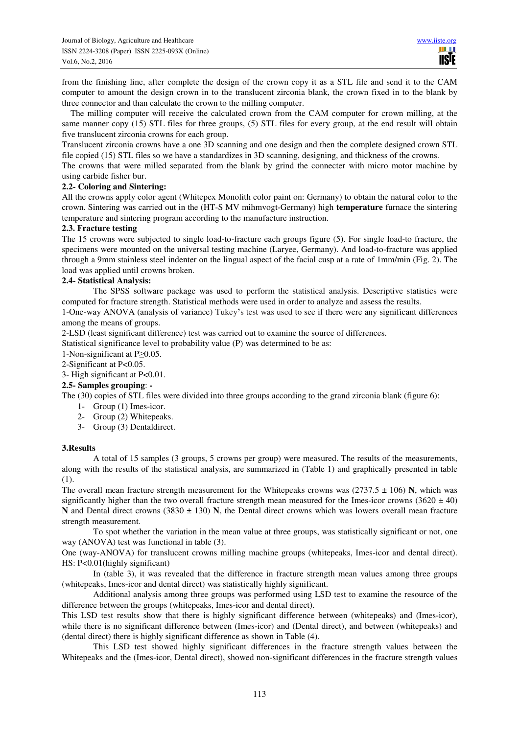from the finishing line, after complete the design of the crown copy it as a STL file and send it to the CAM computer to amount the design crown in to the translucent zirconia blank, the crown fixed in to the blank by three connector and than calculate the crown to the milling computer.

The milling computer will receive the calculated crown from the CAM computer for crown milling, at the same manner copy (15) STL files for three groups, (5) STL files for every group, at the end result will obtain five translucent zirconia crowns for each group.

Translucent zirconia crowns have a one 3D scanning and one design and then the complete designed crown STL file copied (15) STL files so we have a standardizes in 3D scanning, designing, and thickness of the crowns.

The crowns that were milled separated from the blank by grind the connecter with micro motor machine by using carbide fisher bur.

### 2.2- Coloring and Sintering:

All the crowns apply color agent (Whitepex Monolith color paint on: Germany) to obtain the natural color to the crown. Sintering was carried out in the (HT-S MV mihmvogt-Germany) high **temperature** furnace the sintering temperature and sintering program according to the manufacture instruction.

### 2.3. Fracture testing

The 15 crowns were subjected to single load-to-fracture each groups figure (5). For single load-to fracture, the specimens were mounted on the universal testing machine (Laryee, Germany). And load-to-fracture was applied through a 9mm stainless steel indenter on the lingual aspect of the facial cusp at a rate of 1mm/min (Fig. 2). The load was applied until crowns broken.

### 2.4- Statistical Analysis:

The SPSS software package was used to perform the statistical analysis. Descriptive statistics were computed for fracture strength. Statistical methods were used in order to analyze and assess the results.

1-One-way ANOVA (analysis of variance) Tukey's test was used to see if there were any significant differences among the means of groups.

2-LSD (least significant difference) test was carried out to examine the source of differences.

Statistical significance level to probability value (P) was determined to be as:

1-Non-significant at $P \geq 0.05$.

2-Significant at $P < 0.05$.

3- High significant at $P < 0.01$.

### 2.5- Samples grouping: -

The (30) copies of STL files were divided into three groups according to the grand zirconia blank (figure 6):

1- Group (1) Imes-icor.
2- Group (2) Whitepeaks.
3- Group (3) Dentaldirect.

## 3.Results

A total of 15 samples (3 groups, 5 crowns per group) were measured. The results of the measurements, along with the results of the statistical analysis, are summarized in (Table 1) and graphically presented in table (1).

The overall mean fracture strength measurement for the Whitepeaks crowns was (2737.5 ± 106) **N**, which was significantly higher than the two overall fracture strength mean measured for the Imes-icor crowns (3620 ± 40) **N** and Dental direct crowns (3830 ± 130) **N**, the Dental direct crowns which was lowers overall mean fracture strength measurement.

To spot whether the variation in the mean value at three groups, was statistically significant or not, one way (ANOVA) test was functional in table (3).

One (way-ANOVA) for translucent crowns milling machine groups (whitepeaks, Imes-icor and dental direct). HS: $P < 0.01$(highly significant)

In (table 3), it was revealed that the difference in fracture strength mean values among three groups (whitepeaks, Imes-icor and dental direct) was statistically highly significant.

Additional analysis among three groups was performed using LSD test to examine the resource of the difference between the groups (whitepeaks, Imes-icor and dental direct).

This LSD test results show that there is highly significant difference between (whitepeaks) and (Imes-icor), while there is no significant difference between (Imes-icor) and (Dental direct), and between (whitepeaks) and (dental direct) there is highly significant difference as shown in Table (4).

This LSD test showed highly significant differences in the fracture strength values between the Whitepeaks and the (Imes-icor, Dental direct), showed non-significant differences in the fracture strength values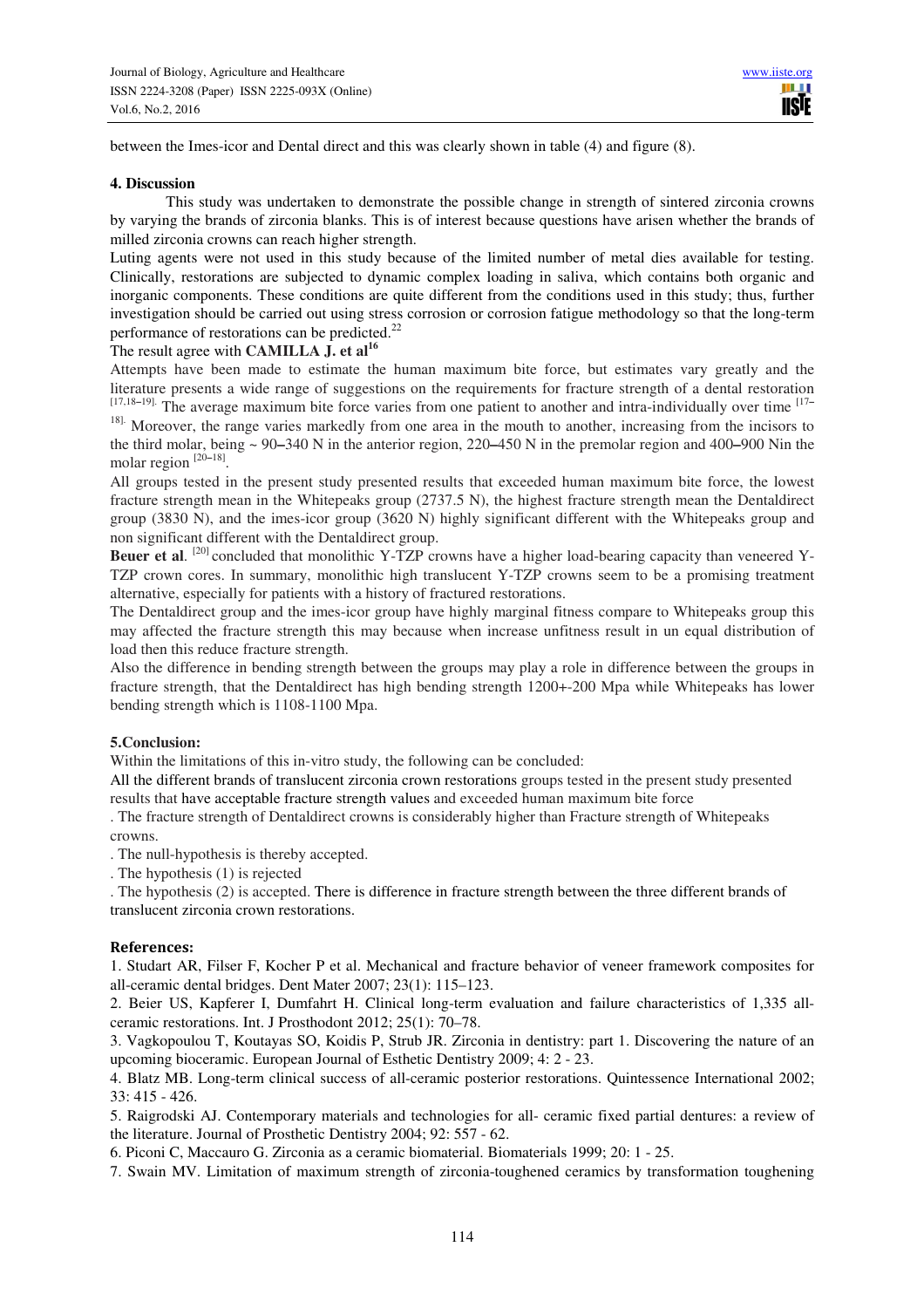between the Imes-icor and Dental direct and this was clearly shown in table (4) and figure (8).

## 4. Discussion

This study was undertaken to demonstrate the possible change in strength of sintered zirconia crowns by varying the brands of zirconia blanks. This is of interest because questions have arisen whether the brands of milled zirconia crowns can reach higher strength.

Luting agents were not used in this study because of the limited number of metal dies available for testing. Clinically, restorations are subjected to dynamic complex loading in saliva, which contains both organic and inorganic components. These conditions are quite different from the conditions used in this study; thus, further investigation should be carried out using stress corrosion or corrosion fatigue methodology so that the long-term performance of restorations can be predicted.[22]

The result agree with **CAMILLA J. et al**[16]

Attempts have been made to estimate the human maximum bite force, but estimates vary greatly and the literature presents a wide range of suggestions on the requirements for fracture strength of a dental restoration [17,18–19]. The average maximum bite force varies from one patient to another and intra-individually over time [17–18]. Moreover, the range varies markedly from one area in the mouth to another, increasing from the incisors to the third molar, being ~ 90–340 N in the anterior region, 220–450 N in the premolar region and 400–900 Nin the molar region [20–18].

All groups tested in the present study presented results that exceeded human maximum bite force, the lowest fracture strength mean in the Whitepeaks group (2737.5 N), the highest fracture strength mean the Dentaldirect group (3830 N), and the imes-icor group (3620 N) highly significant different with the Whitepeaks group and non significant different with the Dentaldirect group.

**Beuer et al**. [20] concluded that monolithic Y-TZP crowns have a higher load-bearing capacity than veneered Y-TZP crown cores. In summary, monolithic high translucent Y-TZP crowns seem to be a promising treatment alternative, especially for patients with a history of fractured restorations.

The Dentaldirect group and the imes-icor group have highly marginal fitness compare to Whitepeaks group this may affected the fracture strength this may because when increase unfitness result in un equal distribution of load then this reduce fracture strength.

Also the difference in bending strength between the groups may play a role in difference between the groups in fracture strength, that the Dentaldirect has high bending strength 1200+-200 Mpa while Whitepeaks has lower bending strength which is 1108-1100 Mpa.

## 5.Conclusion:

Within the limitations of this in-vitro study, the following can be concluded:

All the different brands of translucent zirconia crown restorations groups tested in the present study presented results that have acceptable fracture strength values and exceeded human maximum bite force

. The fracture strength of Dentaldirect crowns is considerably higher than Fracture strength of Whitepeaks crowns.

. The null-hypothesis is thereby accepted.

. The hypothesis (1) is rejected

. The hypothesis (2) is accepted. There is difference in fracture strength between the three different brands of translucent zirconia crown restorations.

## References:

1. Studart AR, Filser F, Kocher P et al. Mechanical and fracture behavior of veneer framework composites for all-ceramic dental bridges. Dent Mater 2007; 23(1): 115–123.
2. Beier US, Kapferer I, Dumfahrt H. Clinical long-term evaluation and failure characteristics of 1,335 all-ceramic restorations. Int. J Prosthodont 2012; 25(1): 70–78.
3. Vagkopoulou T, Koutayas SO, Koidis P, Strub JR. Zirconia in dentistry: part 1. Discovering the nature of an upcoming bioceramic. European Journal of Esthetic Dentistry 2009; 4: 2 - 23.
4. Blatz MB. Long-term clinical success of all-ceramic posterior restorations. Quintessence International 2002; 33: 415 - 426.
5. Raigrodski AJ. Contemporary materials and technologies for all- ceramic fixed partial dentures: a review of the literature. Journal of Prosthetic Dentistry 2004; 92: 557 - 62.
6. Piconi C, Maccauro G. Zirconia as a ceramic biomaterial. Biomaterials 1999; 20: 1 - 25.
7. Swain MV. Limitation of maximum strength of zirconia-toughened ceramics by transformation toughening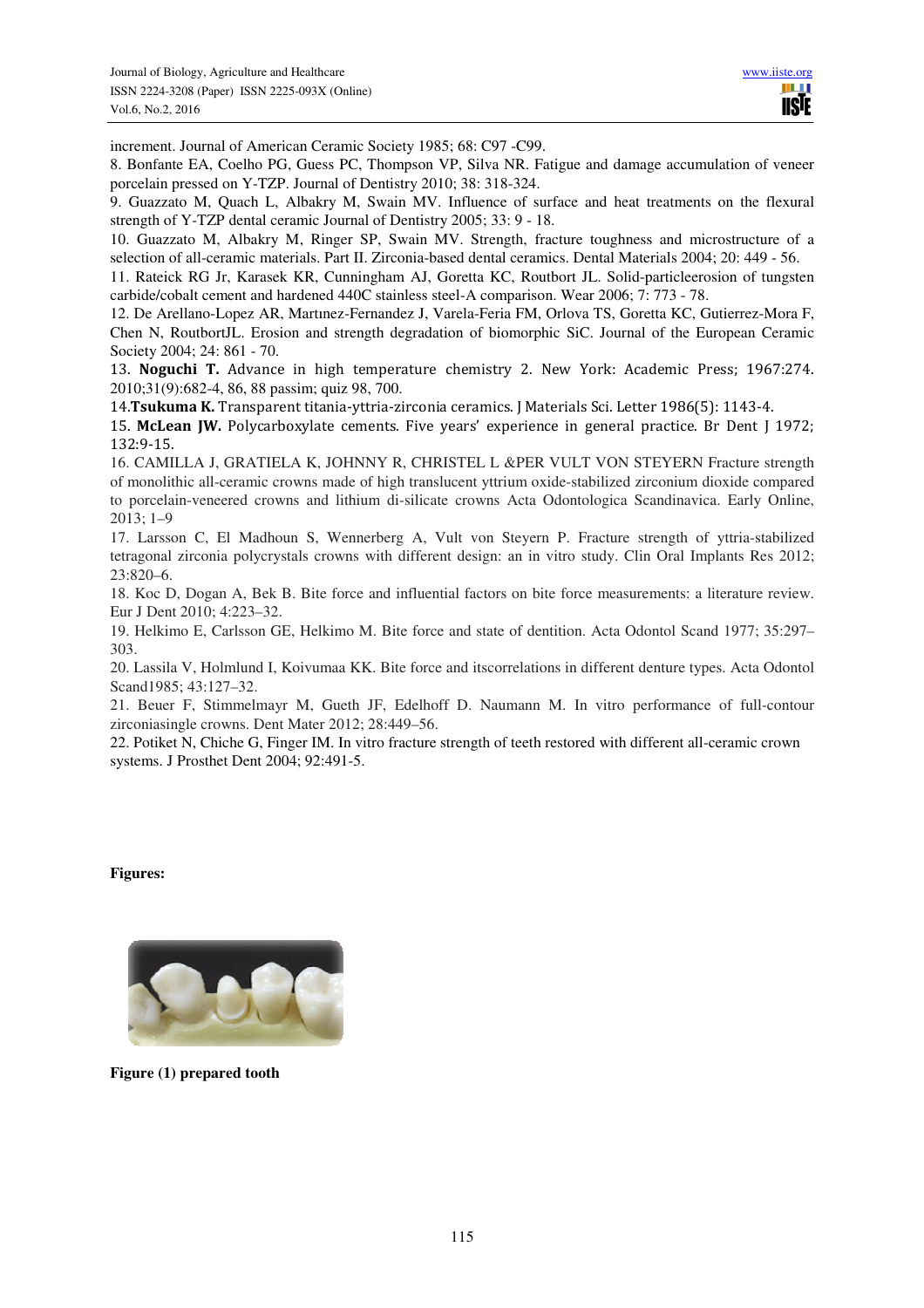increment. Journal of American Ceramic Society 1985; 68: C97 -C99.

8. Bonfante EA, Coelho PG, Guess PC, Thompson VP, Silva NR. Fatigue and damage accumulation of veneer porcelain pressed on Y-TZP. Journal of Dentistry 2010; 38: 318-324.

9. Guazzato M, Quach L, Albakry M, Swain MV. Influence of surface and heat treatments on the flexural strength of Y-TZP dental ceramic Journal of Dentistry 2005; 33: 9 - 18.

10. Guazzato M, Albakry M, Ringer SP, Swain MV. Strength, fracture toughness and microstructure of a selection of all-ceramic materials. Part II. Zirconia-based dental ceramics. Dental Materials 2004; 20: 449 - 56.

11. Rateick RG Jr, Karasek KR, Cunningham AJ, Goretta KC, Routbort JL. Solid-particleerosion of tungsten carbide/cobalt cement and hardened 440C stainless steel-A comparison. Wear 2006; 7: 773 - 78.

12. De Arellano-Lopez AR, Martınez-Fernandez J, Varela-Feria FM, Orlova TS, Goretta KC, Gutierrez-Mora F, Chen N, RoutbortJL. Erosion and strength degradation of biomorphic SiC. Journal of the European Ceramic Society 2004; 24: 861 - 70.

13. **Noguchi T.** Advance in high temperature chemistry 2. New York: Academic Press; 1967:274. 2010;31(9):682-4, 86, 88 passim; quiz 98, 700.

14.**Tsukuma K.** Transparent titania-yttria-zirconia ceramics. J Materials Sci. Letter 1986(5): 1143-4.

15. **McLean JW.** Polycarboxylate cements. Five years' experience in general practice. Br Dent J 1972; 132:9-15.

16. CAMILLA J, GRATIELA K, JOHNNY R, CHRISTEL L &PER VULT VON STEYERN Fracture strength of monolithic all-ceramic crowns made of high translucent yttrium oxide-stabilized zirconium dioxide compared to porcelain-veneered crowns and lithium di-silicate crowns Acta Odontologica Scandinavica. Early Online, 2013; 1–9

17. Larsson C, El Madhoun S, Wennerberg A, Vult von Steyern P. Fracture strength of yttria-stabilized tetragonal zirconia polycrystals crowns with different design: an in vitro study. Clin Oral Implants Res 2012; 23:820–6.

18. Koc D, Dogan A, Bek B. Bite force and influential factors on bite force measurements: a literature review. Eur J Dent 2010; 4:223–32.

19. Helkimo E, Carlsson GE, Helkimo M. Bite force and state of dentition. Acta Odontol Scand 1977; 35:297–303.

20. Lassila V, Holmlund I, Koivumaa KK. Bite force and itscorrelations in different denture types. Acta Odontol Scand1985; 43:127–32.

21. Beuer F, Stimmelmayr M, Gueth JF, Edelhoff D. Naumann M. In vitro performance of full-contour zirconiasingle crowns. Dent Mater 2012; 28:449–56.

22. Potiket N, Chiche G, Finger IM. In vitro fracture strength of teeth restored with different all-ceramic crown systems. J Prosthet Dent 2004; 92:491-5.

**Figures:**

**Figure (1) prepared tooth**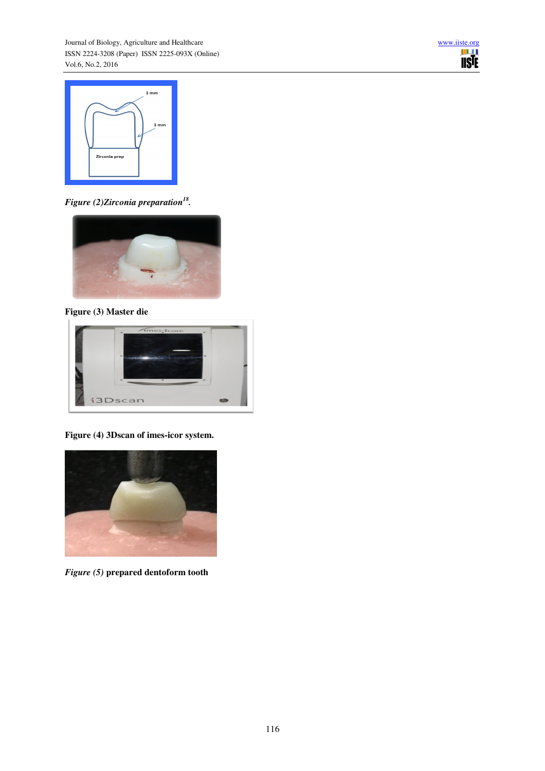*Figure (2)Zirconia preparation[18].*

**Figure (3) Master die**

**Figure (4) 3Dscan of imes-icor system.**

***Figure (5)* prepared dentoform tooth**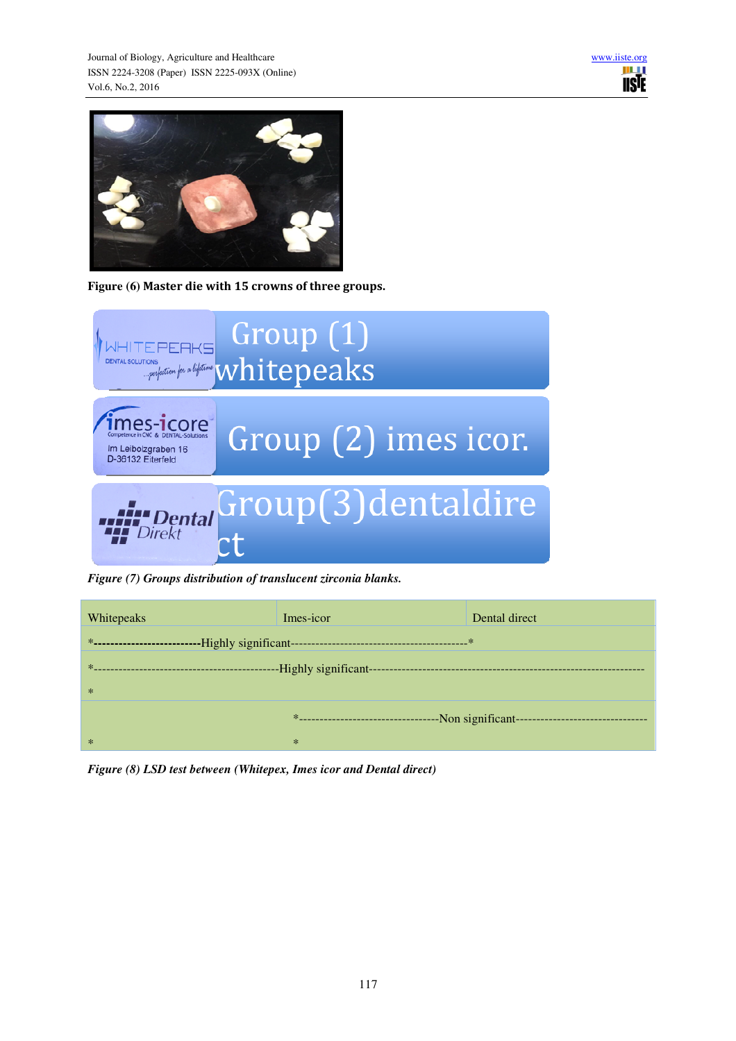**Figure (6) Master die with 15 crowns of three groups.**

Group (1) whitepeaks

Group (2) imes icor.

Group(3)dentaldirect

*Figure (7) Groups distribution of translucent zirconia blanks.*

| Whitepeaks | Imes-icor | Dental direct |
|---|---|---|
| *-------------------------Highly significant------------------------------------------* | | |
| *---------------------------------------------Highly significant-----------------------------------------------------------------* | | |
| | *--------------------------------Non significant-------------------------------- | |
| * | * | |

*Figure (8) LSD test between (Whitepex, Imes icor and Dental direct)*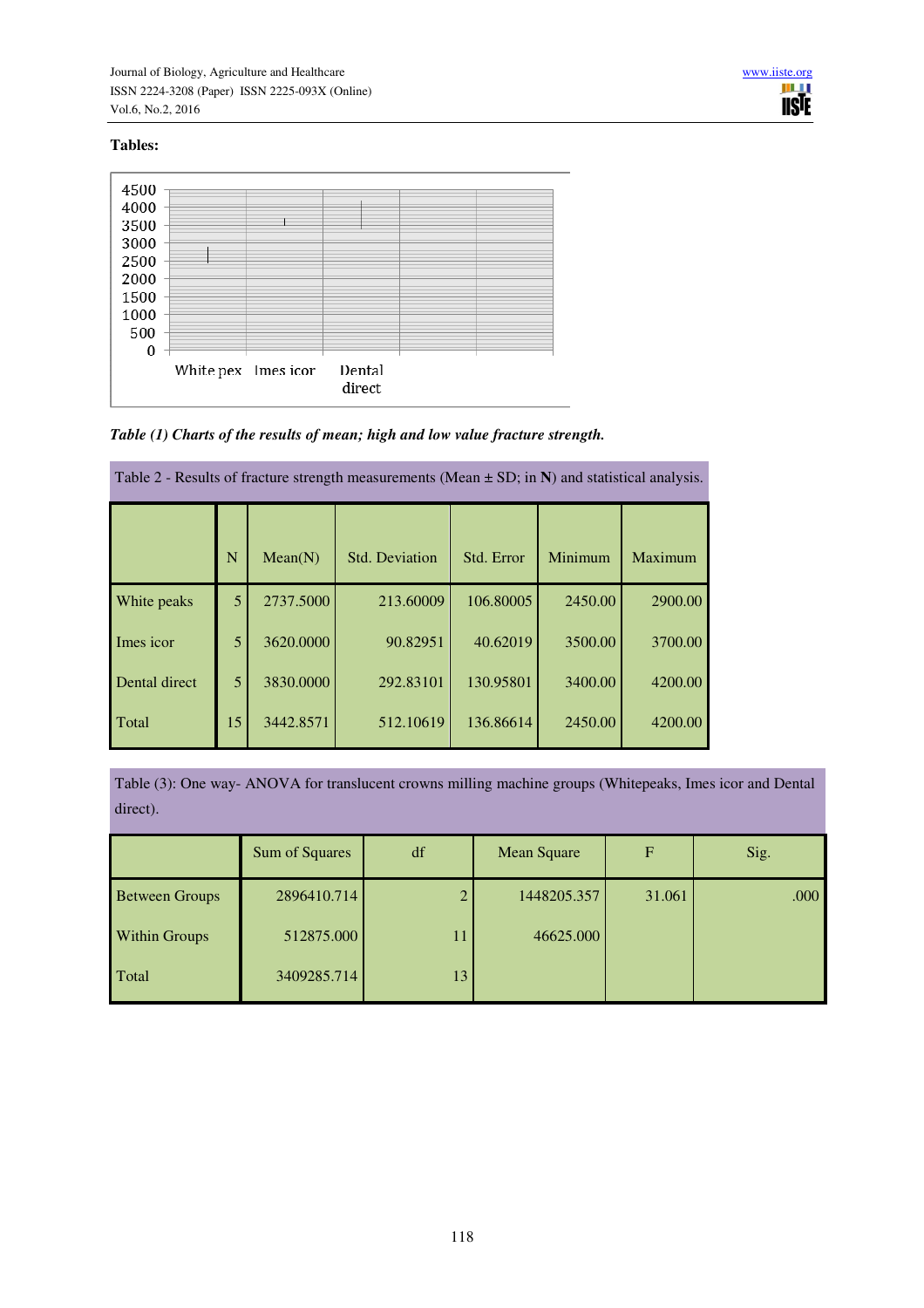**Tables:**

*Table (1) Charts of the results of mean; high and low value fracture strength.*

Table 2 - Results of fracture strength measurements (Mean ± SD; in **N**) and statistical analysis.

| | N | Mean(N) | Std. Deviation | Std. Error | Minimum | Maximum |
|---|---|---|---|---|---|---|
| White peaks | 5 | 2737.5000 | 213.60009 | 106.80005 | 2450.00 | 2900.00 |
| Imes icor | 5 | 3620.0000 | 90.82951 | 40.62019 | 3500.00 | 3700.00 |
| Dental direct | 5 | 3830.0000 | 292.83101 | 130.95801 | 3400.00 | 4200.00 |
| Total | 15 | 3442.8571 | 512.10619 | 136.86614 | 2450.00 | 4200.00 |

Table (3): One way- ANOVA for translucent crowns milling machine groups (Whitepeaks, Imes icor and Dental direct).

| | Sum of Squares | df | Mean Square | F | Sig. |
|---|---|---|---|---|---|
| Between Groups | 2896410.714 | 2 | 1448205.357 | 31.061 | .000 |
| Within Groups | 512875.000 | 11 | 46625.000 | | |
| Total | 3409285.714 | 13 | | | |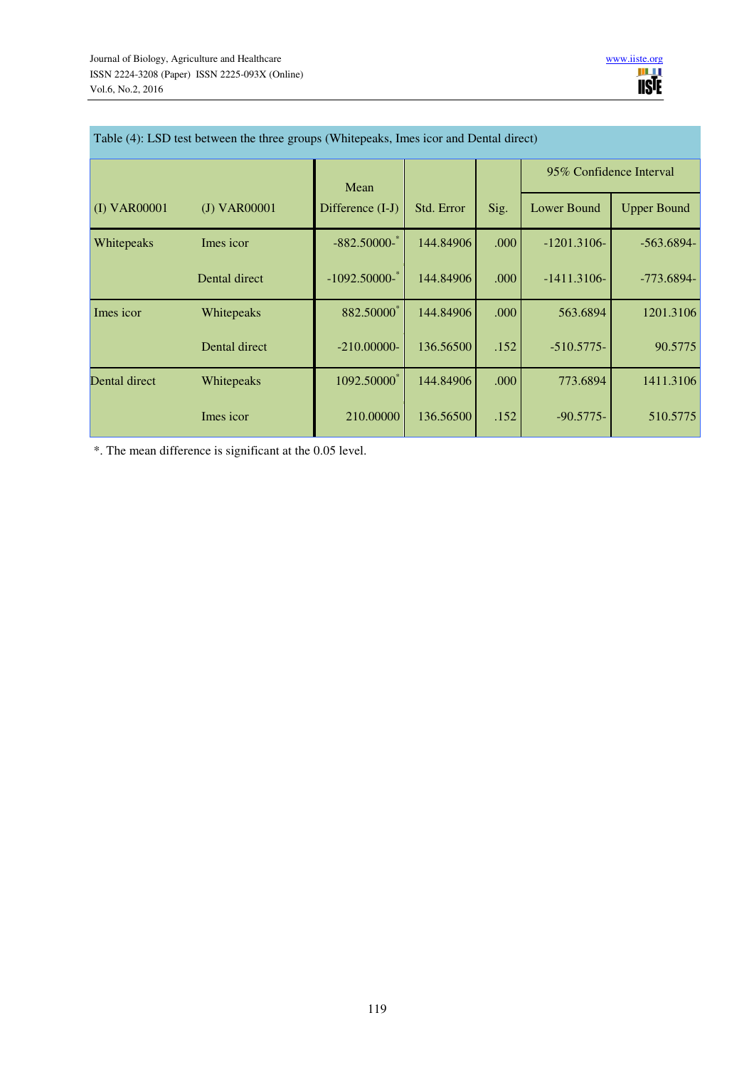Table (4): LSD test between the three groups (Whitepeaks, Imes icor and Dental direct)

| (I) VAR00001 | (J) VAR00001 | Mean Difference (I-J) | Std. Error | Sig. | 95% Confidence Interval | |
|---|---|---|---|---|---|---|
| | | | | | Lower Bound | Upper Bound |
| Whitepeaks | Imes icor | -882.50000-* | 144.84906 | .000 | -1201.3106- | -563.6894- |
| | Dental direct | -1092.50000-* | 144.84906 | .000 | -1411.3106- | -773.6894- |
| Imes icor | Whitepeaks | 882.50000* | 144.84906 | .000 | 563.6894 | 1201.3106 |
| | Dental direct | -210.00000- | 136.56500 | .152 | -510.5775- | 90.5775 |
| Dental direct | Whitepeaks | 1092.50000* | 144.84906 | .000 | 773.6894 | 1411.3106 |
| | Imes icor | 210.00000 | 136.56500 | .152 | -90.5775- | 510.5775 |

*. The mean difference is significant at the 0.05 level.